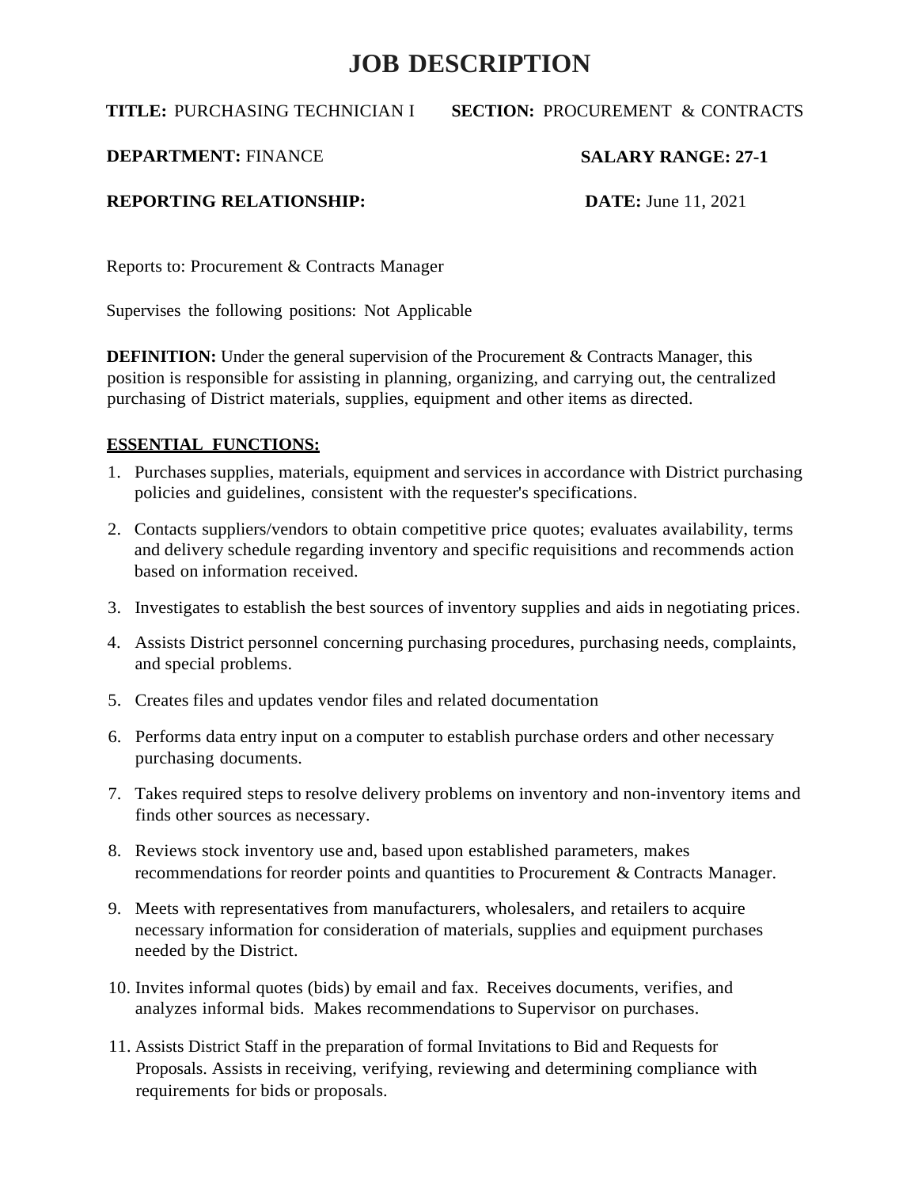# JOB DESCRIPTION

**TITLE:** PURCHASING TECHNICIAN I **SECTION:** PROCUREMENT & CONTRACTS

**DEPARTMENT:** FINANCE **SALARY RANGE: 27-1**

**REPORTING RELATIONSHIP:** **DATE:** June 11, 2021

Reports to: Procurement & Contracts Manager

Supervises the following positions: Not Applicable

**DEFINITION:** Under the general supervision of the Procurement & Contracts Manager, this position is responsible for assisting in planning, organizing, and carrying out, the centralized purchasing of District materials, supplies, equipment and other items as directed.

**ESSENTIAL FUNCTIONS:**

1. Purchases supplies, materials, equipment and services in accordance with District purchasing policies and guidelines, consistent with the requester's specifications.
2. Contacts suppliers/vendors to obtain competitive price quotes; evaluates availability, terms and delivery schedule regarding inventory and specific requisitions and recommends action based on information received.
3. Investigates to establish the best sources of inventory supplies and aids in negotiating prices.
4. Assists District personnel concerning purchasing procedures, purchasing needs, complaints, and special problems.
5. Creates files and updates vendor files and related documentation
6. Performs data entry input on a computer to establish purchase orders and other necessary purchasing documents.
7. Takes required steps to resolve delivery problems on inventory and non-inventory items and finds other sources as necessary.
8. Reviews stock inventory use and, based upon established parameters, makes recommendations for reorder points and quantities to Procurement & Contracts Manager.
9. Meets with representatives from manufacturers, wholesalers, and retailers to acquire necessary information for consideration of materials, supplies and equipment purchases needed by the District.
10. Invites informal quotes (bids) by email and fax. Receives documents, verifies, and analyzes informal bids. Makes recommendations to Supervisor on purchases.
11. Assists District Staff in the preparation of formal Invitations to Bid and Requests for Proposals. Assists in receiving, verifying, reviewing and determining compliance with requirements for bids or proposals.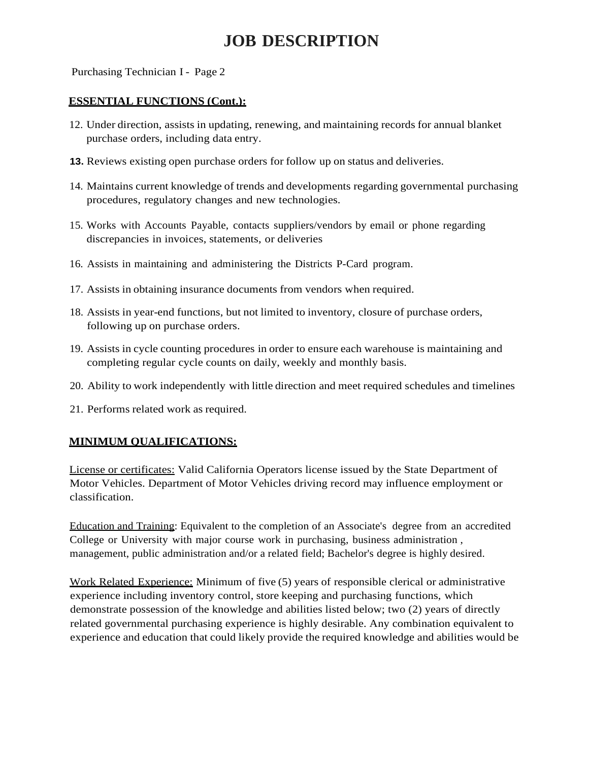# JOB DESCRIPTION

Purchasing Technician I - Page 2

**ESSENTIAL FUNCTIONS (Cont.):**

12. Under direction, assists in updating, renewing, and maintaining records for annual blanket purchase orders, including data entry.
13. Reviews existing open purchase orders for follow up on status and deliveries.
14. Maintains current knowledge of trends and developments regarding governmental purchasing procedures, regulatory changes and new technologies.
15. Works with Accounts Payable, contacts suppliers/vendors by email or phone regarding discrepancies in invoices, statements, or deliveries
16. Assists in maintaining and administering the Districts P-Card program.
17. Assists in obtaining insurance documents from vendors when required.
18. Assists in year-end functions, but not limited to inventory, closure of purchase orders, following up on purchase orders.
19. Assists in cycle counting procedures in order to ensure each warehouse is maintaining and completing regular cycle counts on daily, weekly and monthly basis.
20. Ability to work independently with little direction and meet required schedules and timelines
21. Performs related work as required.

**MINIMUM QUALIFICATIONS:**

License or certificates: Valid California Operators license issued by the State Department of Motor Vehicles. Department of Motor Vehicles driving record may influence employment or classification.

Education and Training: Equivalent to the completion of an Associate's degree from an accredited College or University with major course work in purchasing, business administration , management, public administration and/or a related field; Bachelor's degree is highly desired.

Work Related Experience: Minimum of five (5) years of responsible clerical or administrative experience including inventory control, store keeping and purchasing functions, which demonstrate possession of the knowledge and abilities listed below; two (2) years of directly related governmental purchasing experience is highly desirable. Any combination equivalent to experience and education that could likely provide the required knowledge and abilities would be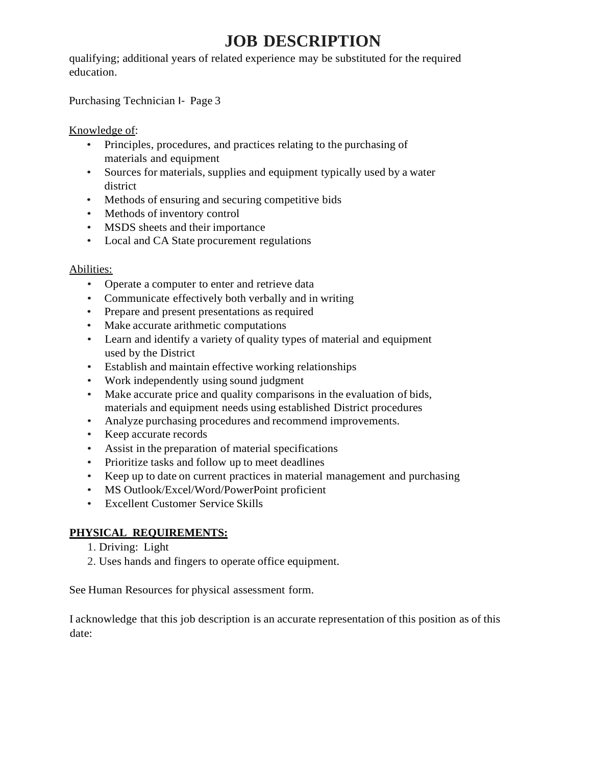# JOB DESCRIPTION

qualifying; additional years of related experience may be substituted for the required education.

Purchasing Technician I- Page 3

Knowledge of:

- Principles, procedures, and practices relating to the purchasing of materials and equipment
- Sources for materials, supplies and equipment typically used by a water district
- Methods of ensuring and securing competitive bids
- Methods of inventory control
- MSDS sheets and their importance
- Local and CA State procurement regulations

Abilities:

- Operate a computer to enter and retrieve data
- Communicate effectively both verbally and in writing
- Prepare and present presentations as required
- Make accurate arithmetic computations
- Learn and identify a variety of quality types of material and equipment used by the District
- Establish and maintain effective working relationships
- Work independently using sound judgment
- Make accurate price and quality comparisons in the evaluation of bids, materials and equipment needs using established District procedures
- Analyze purchasing procedures and recommend improvements.
- Keep accurate records
- Assist in the preparation of material specifications
- Prioritize tasks and follow up to meet deadlines
- Keep up to date on current practices in material management and purchasing
- MS Outlook/Excel/Word/PowerPoint proficient
- Excellent Customer Service Skills

**PHYSICAL REQUIREMENTS:**

1. Driving: Light
2. Uses hands and fingers to operate office equipment.

See Human Resources for physical assessment form.

I acknowledge that this job description is an accurate representation of this position as of this date: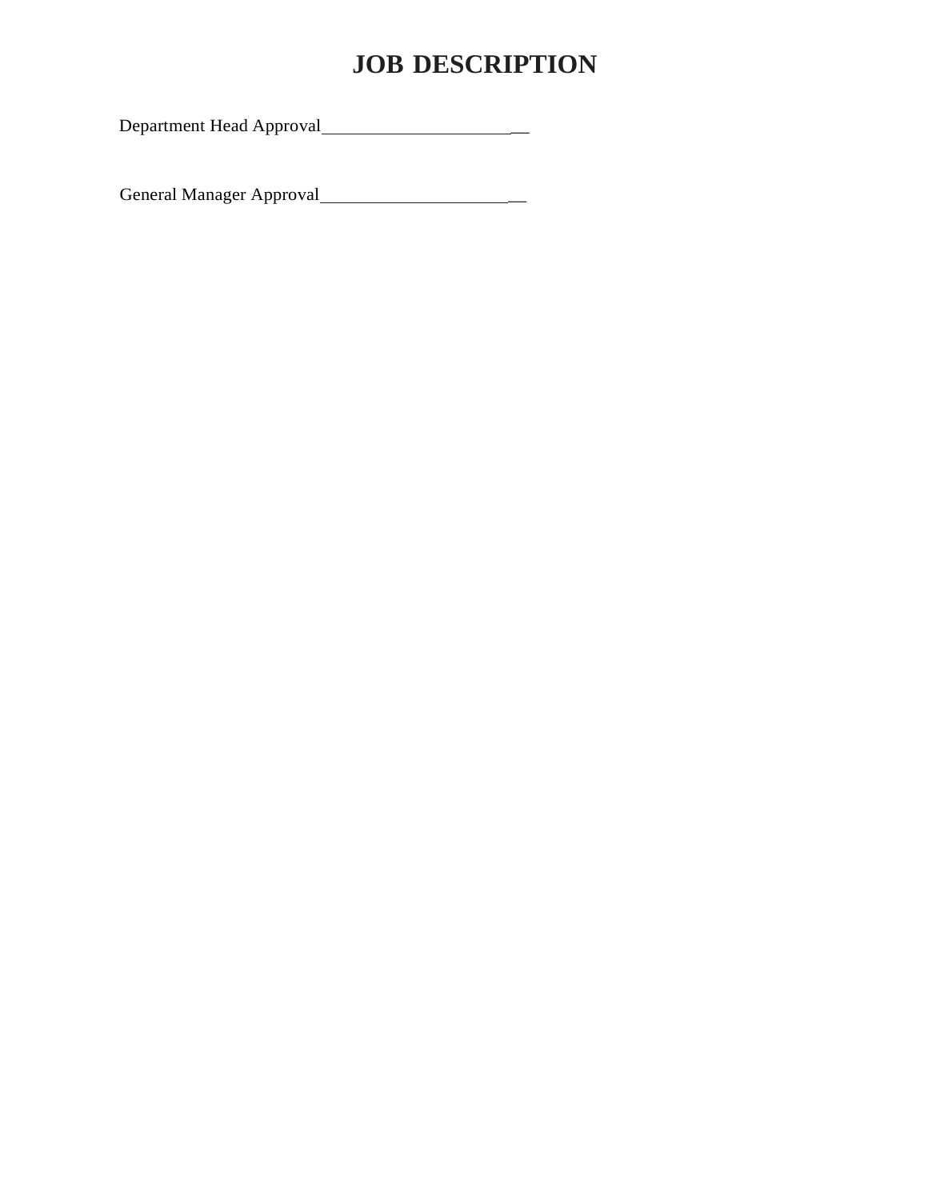# JOB DESCRIPTION

Department Head Approval______________________

General Manager Approval______________________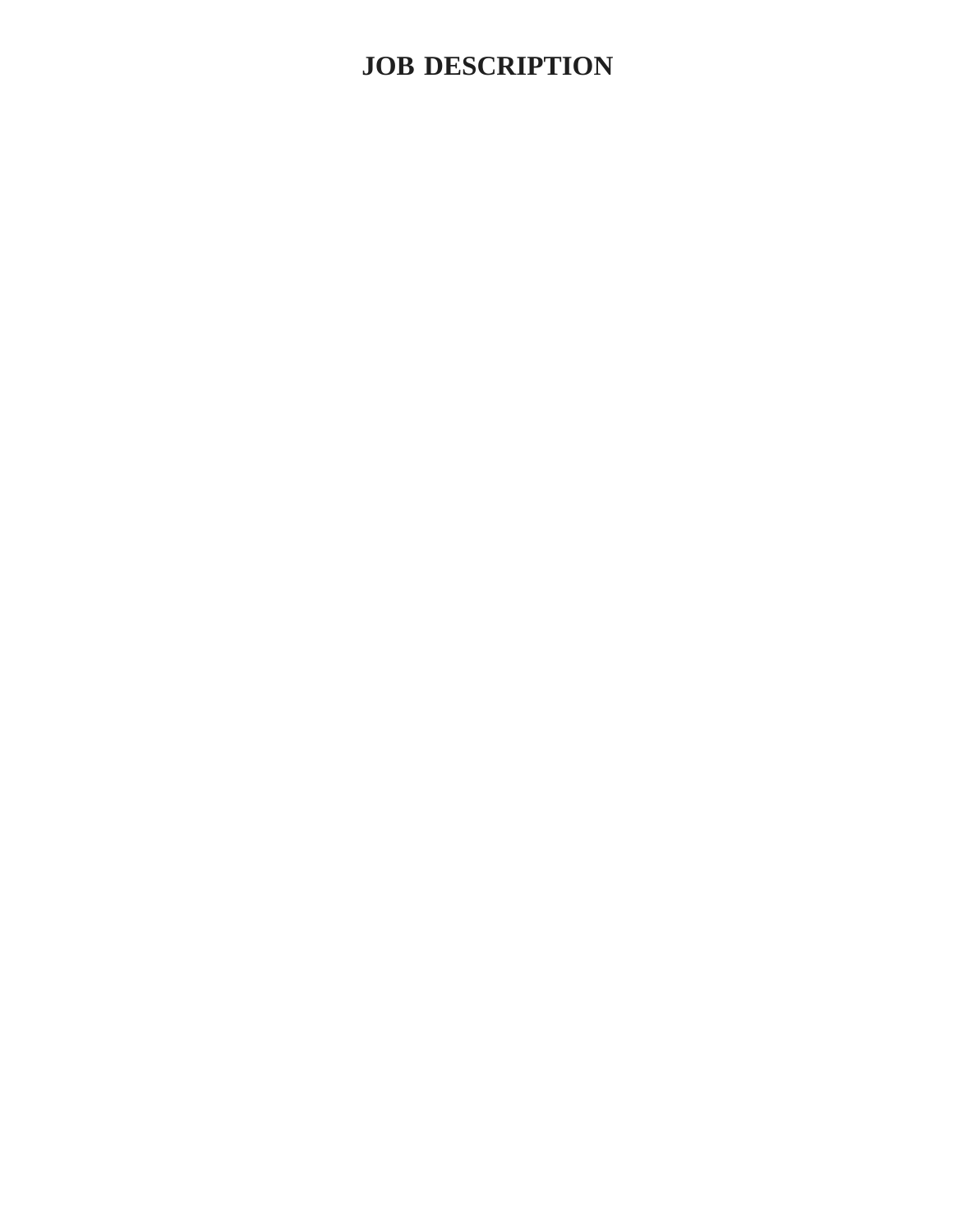# JOB DESCRIPTION